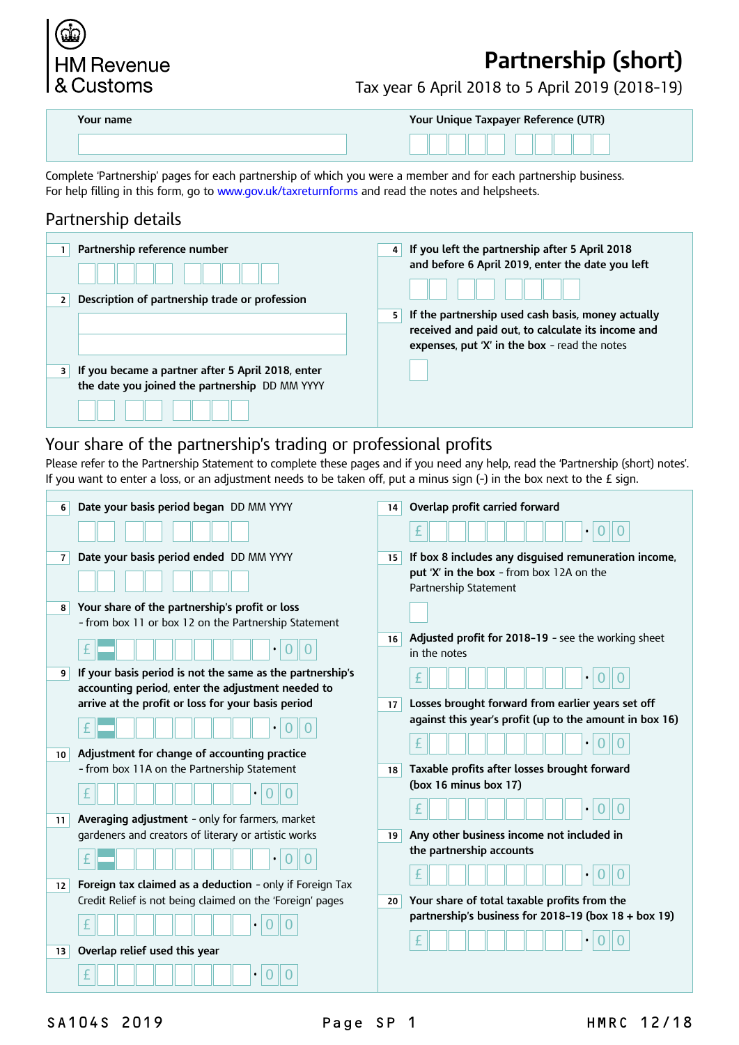HM Revenue & Customs

# Partnership (short)

Tax year 6 April 2018 to 5 April 2019 (2018–19)

**Your name**

**Your Unique Taxpayer Reference (UTR)**

Complete 'Partnership' pages for each partnership of which you were a member and for each partnership business.
For help filling in this form, go to www.gov.uk/taxreturnforms and read the notes and helpsheets.

## Partnership details

**1** **Partnership reference number**

**2** **Description of partnership trade or profession**

**3** **If you became a partner after 5 April 2018, enter the date you joined the partnership** DD MM YYYY

**4** **If you left the partnership after 5 April 2018 and before 6 April 2019, enter the date you left**

**5** **If the partnership used cash basis, money actually received and paid out, to calculate its income and expenses, put 'X' in the box** - read the notes

## Your share of the partnership's trading or professional profits

Please refer to the Partnership Statement to complete these pages and if you need any help, read the 'Partnership (short) notes'.
If you want to enter a loss, or an adjustment needs to be taken off, put a minus sign (-) in the box next to the £ sign.

**6** **Date your basis period began** DD MM YYYY

**7** **Date your basis period ended** DD MM YYYY

**8** **Your share of the partnership's profit or loss** - from box 11 or box 12 on the Partnership Statement

£ • 0 0

**9** **If your basis period is not the same as the partnership's accounting period, enter the adjustment needed to arrive at the profit or loss for your basis period**

£ • 0 0

**10** **Adjustment for change of accounting practice** - from box 11A on the Partnership Statement

£ • 0 0

**11** **Averaging adjustment** - only for farmers, market gardeners and creators of literary or artistic works

£ • 0 0

**12** **Foreign tax claimed as a deduction** - only if Foreign Tax Credit Relief is not being claimed on the 'Foreign' pages

£ • 0 0

**13** **Overlap relief used this year**

£ • 0 0

**14** **Overlap profit carried forward**

£ • 0 0

**15** **If box 8 includes any disguised remuneration income, put 'X' in the box** - from box 12A on the Partnership Statement

**16** **Adjusted profit for 2018–19** - see the working sheet in the notes

£ • 0 0

**17** **Losses brought forward from earlier years set off against this year's profit (up to the amount in box 16)**

£ • 0 0

**18** **Taxable profits after losses brought forward (box 16 minus box 17)**

£ • 0 0

**19** **Any other business income not included in the partnership accounts**

£ • 0 0

**20** **Your share of total taxable profits from the partnership's business for 2018–19 (box 18 + box 19)**

£ • 0 0

SA104S 2019 HMRC 12/18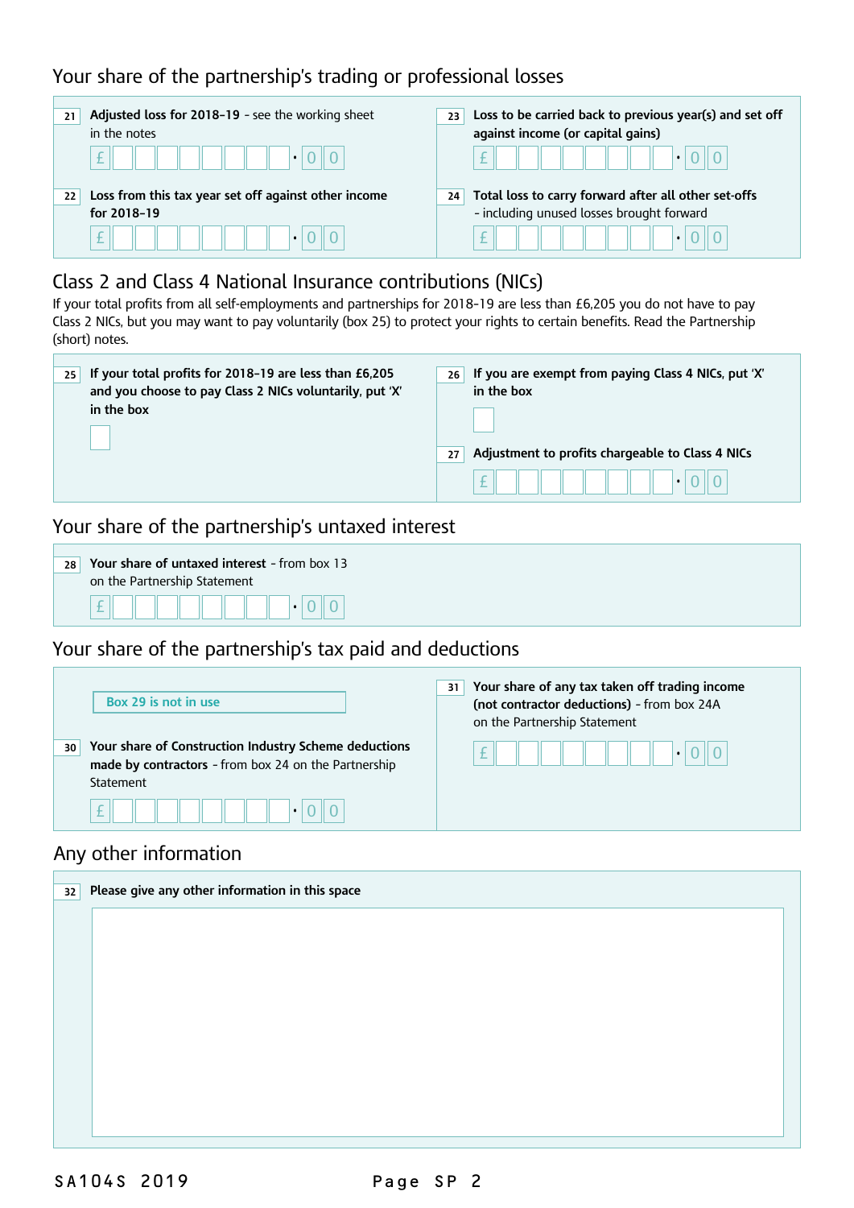## Your share of the partnership's trading or professional losses

**21** **Adjusted loss for 2018–19** - see the working sheet in the notes

£ • 0 0

**22** **Loss from this tax year set off against other income for 2018–19**

£ • 0 0

**23** **Loss to be carried back to previous year(s) and set off against income (or capital gains)**

£ • 0 0

**24** **Total loss to carry forward after all other set-offs** - including unused losses brought forward

£ • 0 0

## Class 2 and Class 4 National Insurance contributions (NICs)

If your total profits from all self-employments and partnerships for 2018–19 are less than £6,205 you do not have to pay Class 2 NICs, but you may want to pay voluntarily (box 25) to protect your rights to certain benefits. Read the Partnership (short) notes.

**25** **If your total profits for 2018–19 are less than £6,205 and you choose to pay Class 2 NICs voluntarily, put 'X' in the box**

**26** **If you are exempt from paying Class 4 NICs, put 'X' in the box**

**27** **Adjustment to profits chargeable to Class 4 NICs**

£ • 0 0

## Your share of the partnership's untaxed interest

**28** **Your share of untaxed interest** - from box 13 on the Partnership Statement

£ • 0 0

## Your share of the partnership's tax paid and deductions

Box 29 is not in use

**30** **Your share of Construction Industry Scheme deductions made by contractors** - from box 24 on the Partnership Statement

£ • 0 0

**31** **Your share of any tax taken off trading income (not contractor deductions)** - from box 24A on the Partnership Statement

£ • 0 0

## Any other information

**32** **Please give any other information in this space**